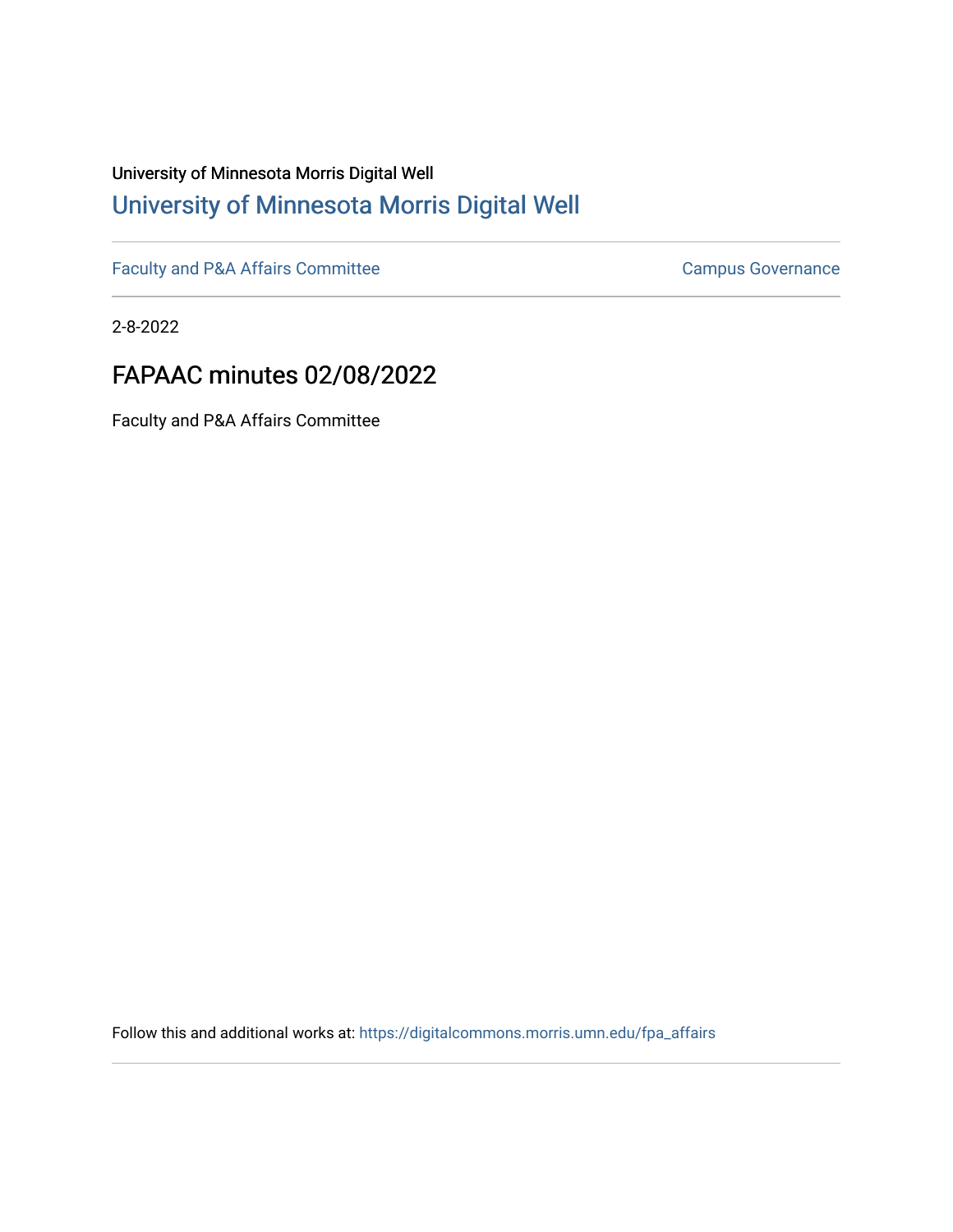University of Minnesota Morris Digital Well

[University of Minnesota Morris Digital Well](https://digitalcommons.morris.umn.edu)

---

[Faculty and P&A Affairs Committee](https://digitalcommons.morris.umn.edu/fpa_affairs) | [Campus Governance](https://digitalcommons.morris.umn.edu/campgov)

---

2-8-2022

# FAPAAC minutes 02/08/2022

Faculty and P&A Affairs Committee

Follow this and additional works at: https://digitalcommons.morris.umn.edu/fpa_affairs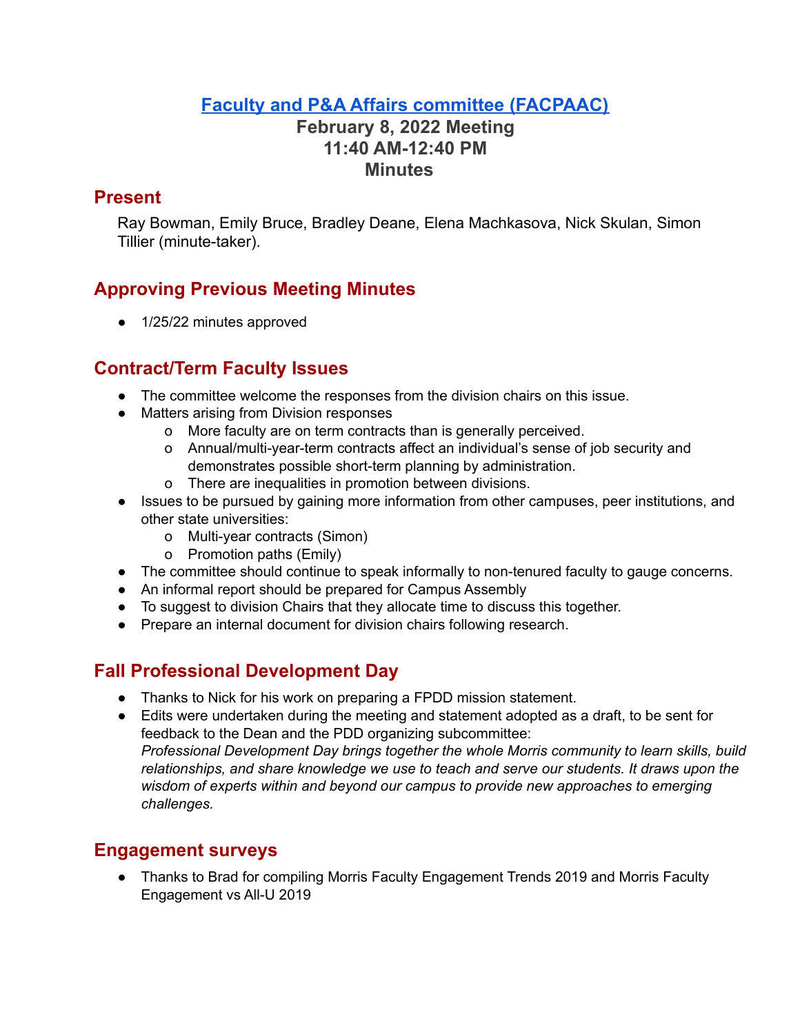# [Faculty and P&A Affairs committee (FACPAAC)](#)

**February 8, 2022 Meeting**
**11:40 AM-12:40 PM**
**Minutes**

## Present

Ray Bowman, Emily Bruce, Bradley Deane, Elena Machkasova, Nick Skulan, Simon Tillier (minute-taker).

## Approving Previous Meeting Minutes

- 1/25/22 minutes approved

## Contract/Term Faculty Issues

- The committee welcome the responses from the division chairs on this issue.
- Matters arising from Division responses
  - More faculty are on term contracts than is generally perceived.
  - Annual/multi-year-term contracts affect an individual's sense of job security and demonstrates possible short-term planning by administration.
  - There are inequalities in promotion between divisions.
- Issues to be pursued by gaining more information from other campuses, peer institutions, and other state universities:
  - Multi-year contracts (Simon)
  - Promotion paths (Emily)
- The committee should continue to speak informally to non-tenured faculty to gauge concerns.
- An informal report should be prepared for Campus Assembly
- To suggest to division Chairs that they allocate time to discuss this together.
- Prepare an internal document for division chairs following research.

## Fall Professional Development Day

- Thanks to Nick for his work on preparing a FPDD mission statement.
- Edits were undertaken during the meeting and statement adopted as a draft, to be sent for feedback to the Dean and the PDD organizing subcommittee:
  *Professional Development Day brings together the whole Morris community to learn skills, build relationships, and share knowledge we use to teach and serve our students. It draws upon the wisdom of experts within and beyond our campus to provide new approaches to emerging challenges.*

## Engagement surveys

- Thanks to Brad for compiling Morris Faculty Engagement Trends 2019 and Morris Faculty Engagement vs All-U 2019